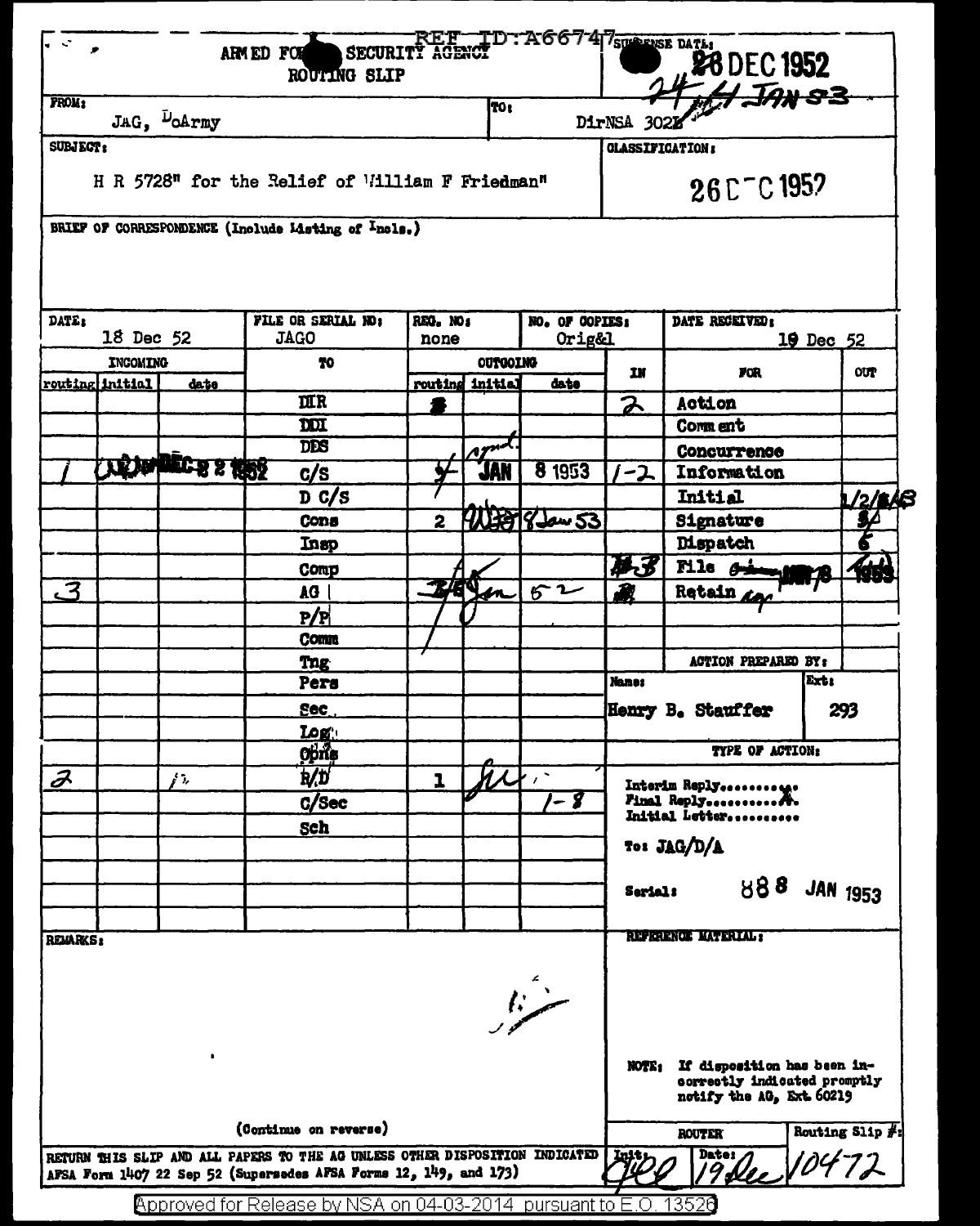REF ID:A66747

# ARMED FORCES SECURITY AGENCY
## ROUTING SLIP

**SUSPENSE DATE:** 28 DEC 1952 — 24 Jan 53

**FROM:** JAG, DoArmy

**TO:** DirNSA 302

**SUBJECT:** H R 5728" for the Relief of William F Friedman"

**CLASSIFICATION:** 26 DEC 1952

**BRIEF OF CORRESPONDENCE (Include Listing of Incls.)**

| DATE: | FILE OR SERIAL NO: | REG. NO: | NO. OF COPIES: | DATE RECEIVED: |
|---|---|---|---|---|
| 18 Dec 52 | JAGO | none | Orig&1 | 19 Dec 52 |

| INCOMING routing | initial | date | TO | OUTGOING routing | initial | date | IN | FOR | OUT |
|---|---|---|---|---|---|---|---|---|---|
| | | | DIR | 3 | | | 2 | Action | |
| | | | DDI | | | | | Comment | |
| | | | DDS | | | | | Concurrence | |
| 1 | | DEC 22 1952 | C/S | 4 | JAN | 8 1953 | 1-2 | Information | |
| | | | D C/S | | | | | Initial | 1/2/3/4/5 |
| | | | Cons | 2 | | 8 Jan 53 | | Signature | 3 |
| | | | Insp | | | | | Dispatch | 6 |
| | | | Comp | | | | 3 | File | 1953 |
| 3 | | | AG | | | Jan 52 | | Retain | |
| | | | P/P | | | | | | |
| | | | Comm | | | | | | |
| | | | Tng | | | | | | |
| | | | Pers | | | | | | |
| | | | Sec | | | | | | |
| | | | Log | | | | | | |
| | | | Opns | | | | | | |
| 2 | | | R/D | 1 | | 1-8 | | | |
| | | | C/Sec | | | | | | |
| | | | Sch | | | | | | |

**ACTION PREPARED BY:**

Name: Henry B. Stauffer — Ext: 293

**TYPE OF ACTION:**

Interim Reply..........
Final Reply..........X
Initial Letter..........

To: JAG/D/A

Serial: 888 JAN 1953

**REMARKS:**

(Continue on reverse)

**REFERENCE MATERIAL:**

NOTE: If disposition has been incorrectly indicated promptly notify the AG, Ext. 60219

RETURN THIS SLIP AND ALL PAPERS TO THE AG UNLESS OTHER DISPOSITION INDICATED

AFSA Form 1407 22 Sep 52 (Supersedes AFSA Forms 12, 149, and 173)

| ROUTER Init: | Date: | Routing Slip #: |
|---|---|---|
| | 19 Dec | 10472 |

Approved for Release by NSA on 04-03-2014 pursuant to E.O. 13526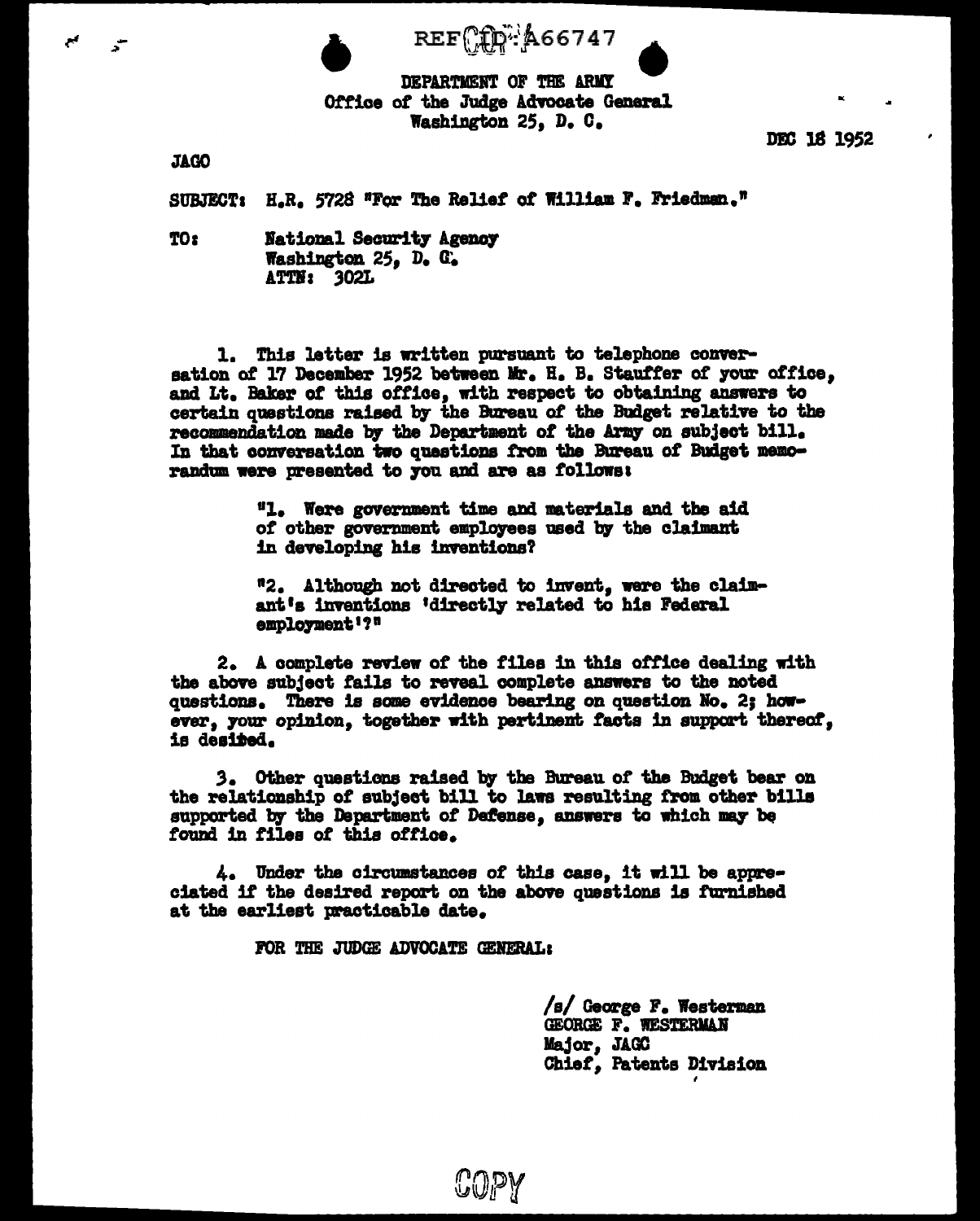REF ID:A66747

DEPARTMENT OF THE ARMY
Office of the Judge Advocate General
Washington 25, D. C.

DEC 18 1952

JAGO

SUBJECT: H.R. 5728 "For The Relief of William F. Friedman."

TO: National Security Agency
Washington 25, D. C.
ATTN: 302L

1. This letter is written pursuant to telephone conversation of 17 December 1952 between Mr. H. B. Stauffer of your office, and Lt. Baker of this office, with respect to obtaining answers to certain questions raised by the Bureau of the Budget relative to the recommendation made by the Department of the Army on subject bill. In that conversation two questions from the Bureau of Budget memorandum were presented to you and are as follows:

> "1. Were government time and materials and the aid of other government employees used by the claimant in developing his inventions?
>
> "2. Although not directed to invent, were the claimant's inventions 'directly related to his Federal employment'?"

2. A complete review of the files in this office dealing with the above subject fails to reveal complete answers to the noted questions. There is some evidence bearing on question No. 2; however, your opinion, together with pertinent facts in support thereof, is desired.

3. Other questions raised by the Bureau of the Budget bear on the relationship of subject bill to laws resulting from other bills supported by the Department of Defense, answers to which may be found in files of this office.

4. Under the circumstances of this case, it will be appreciated if the desired report on the above questions is furnished at the earliest practicable date.

FOR THE JUDGE ADVOCATE GENERAL:

/s/ George F. Westerman
GEORGE F. WESTERMAN
Major, JAGC
Chief, Patents Division

COPY